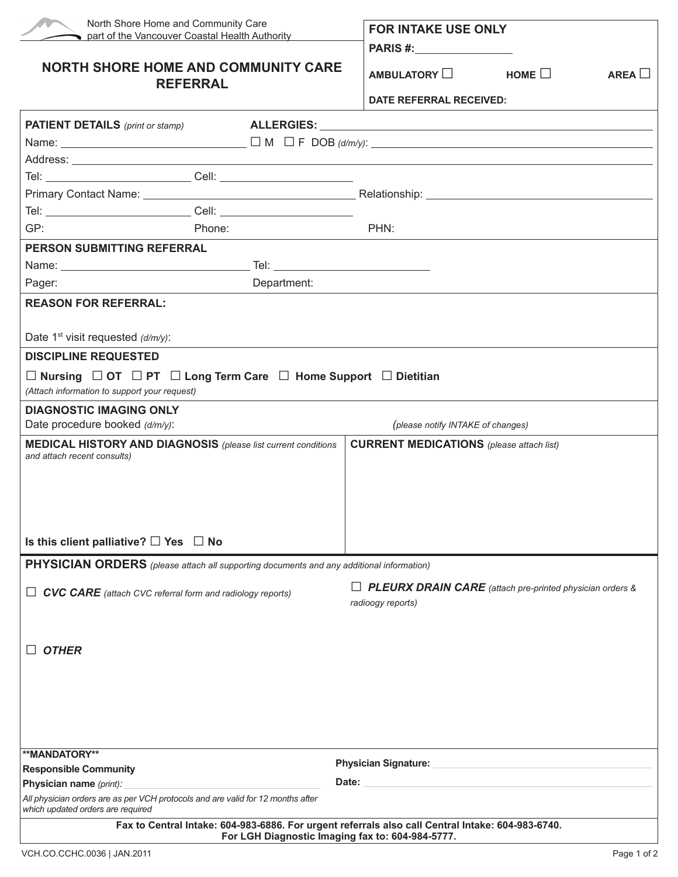North Shore Home and Community Care
part of the Vancouver Coastal Health Authority

# NORTH SHORE HOME AND COMMUNITY CARE REFERRAL

**FOR INTAKE USE ONLY**

**PARIS #:** ________________

**AMBULATORY** ☐ **HOME** ☐ **AREA** ☐

**DATE REFERRAL RECEIVED:**

---

**PATIENT DETAILS** *(print or stamp)* **ALLERGIES:** ______________________________

Name: ______________________ ☐ M ☐ F DOB *(d/m/y)*: ______________________

Address: ______________________________________________

Tel: ________________ Cell: ________________

Primary Contact Name: ______________________ Relationship: ______________________

Tel: ________________ Cell: ________________

GP: Phone: PHN:

**PERSON SUBMITTING REFERRAL**

Name: ______________________ Tel: ______________________

Pager: Department:

**REASON FOR REFERRAL:**

Date 1st visit requested *(d/m/y)*:

**DISCIPLINE REQUESTED**

☐ **Nursing** ☐ **OT** ☐ **PT** ☐ **Long Term Care** ☐ **Home Support** ☐ **Dietitian**

*(Attach information to support your request)*

**DIAGNOSTIC IMAGING ONLY**

Date procedure booked *(d/m/y)*: *(please notify INTAKE of changes)*

**MEDICAL HISTORY AND DIAGNOSIS** *(please list current conditions and attach recent consults)*

**Is this client palliative?** ☐ **Yes** ☐ **No**

**CURRENT MEDICATIONS** *(please attach list)*

## PHYSICIAN ORDERS *(please attach all supporting documents and any additional information)*

☐ ***CVC CARE*** *(attach CVC referral form and radiology reports)*

☐ ***PLEURX DRAIN CARE*** *(attach pre-printed physician orders & radioogy reports)*

☐ ***OTHER***

****MANDATORY****

**Responsible Community Physician name** *(print)*: ______________________

*All physician orders are as per VCH protocols and are valid for 12 months after which updated orders are required*

**Physician Signature:** ______________________

**Date:** ______________________

**Fax to Central Intake: 604-983-6886. For urgent referrals also call Central Intake: 604-983-6740.**
**For LGH Diagnostic Imaging fax to: 604-984-5777.**

VCH.CO.CCHC.0036 | JAN.2011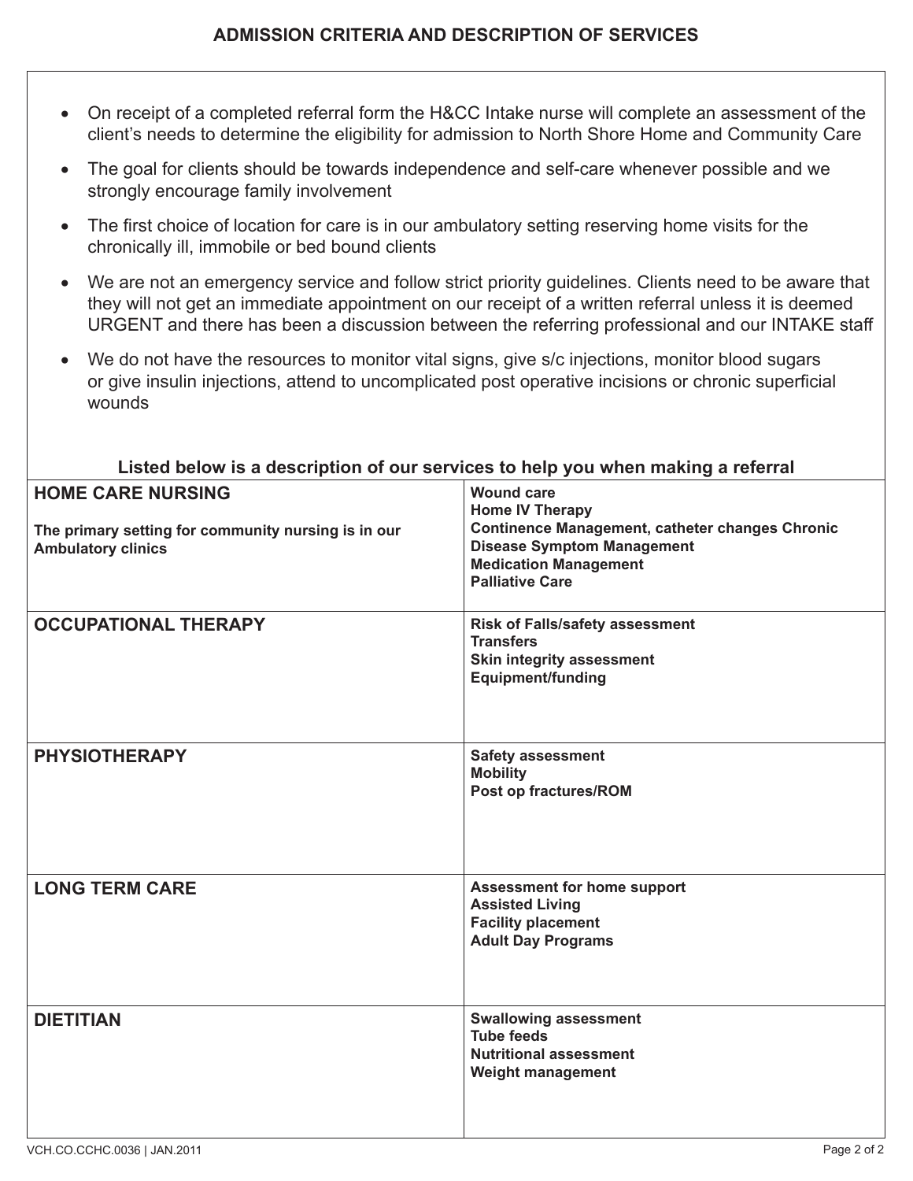## ADMISSION CRITERIA AND DESCRIPTION OF SERVICES

- On receipt of a completed referral form the H&CC Intake nurse will complete an assessment of the client's needs to determine the eligibility for admission to North Shore Home and Community Care
- The goal for clients should be towards independence and self-care whenever possible and we strongly encourage family involvement
- The first choice of location for care is in our ambulatory setting reserving home visits for the chronically ill, immobile or bed bound clients
- We are not an emergency service and follow strict priority guidelines. Clients need to be aware that they will not get an immediate appointment on our receipt of a written referral unless it is deemed URGENT and there has been a discussion between the referring professional and our INTAKE staff
- We do not have the resources to monitor vital signs, give s/c injections, monitor blood sugars or give insulin injections, attend to uncomplicated post operative incisions or chronic superficial wounds

**Listed below is a description of our services to help you when making a referral**

| | |
|---|---|
| **HOME CARE NURSING**<br><br>**The primary setting for community nursing is in our Ambulatory clinics** | **Wound care**<br>**Home IV Therapy**<br>**Continence Management, catheter changes Chronic Disease Symptom Management**<br>**Medication Management**<br>**Palliative Care** |
| **OCCUPATIONAL THERAPY** | **Risk of Falls/safety assessment**<br>**Transfers**<br>**Skin integrity assessment**<br>**Equipment/funding** |
| **PHYSIOTHERAPY** | **Safety assessment**<br>**Mobility**<br>**Post op fractures/ROM** |
| **LONG TERM CARE** | **Assessment for home support**<br>**Assisted Living**<br>**Facility placement**<br>**Adult Day Programs** |
| **DIETITIAN** | **Swallowing assessment**<br>**Tube feeds**<br>**Nutritional assessment**<br>**Weight management** |

VCH.CO.CCHC.0036 | JAN.2011